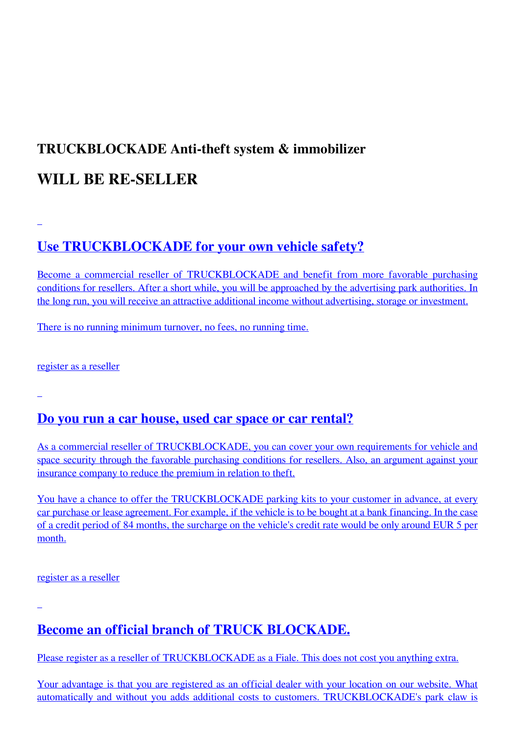## TRUCKBLOCKADE Anti-theft system & immobilizer

# WILL BE RE-SELLER

## Use TRUCKBLOCKADE for your own vehicle safety?

Become a commercial reseller of TRUCKBLOCKADE and benefit from more favorable purchasing conditions for resellers. After a short while, you will be approached by the advertising park authorities. In the long run, you will receive an attractive additional income without advertising, storage or investment.

There is no running minimum turnover, no fees, no running time.

register as a reseller

## Do you run a car house, used car space or car rental?

As a commercial reseller of TRUCKBLOCKADE, you can cover your own requirements for vehicle and space security through the favorable purchasing conditions for resellers. Also, an argument against your insurance company to reduce the premium in relation to theft.

You have a chance to offer the TRUCKBLOCKADE parking kits to your customer in advance, at every car purchase or lease agreement. For example, if the vehicle is to be bought at a bank financing. In the case of a credit period of 84 months, the surcharge on the vehicle's credit rate would be only around EUR 5 per month.

register as a reseller

## Become an official branch of TRUCK BLOCKADE.

Please register as a reseller of TRUCKBLOCKADE as a Fiale. This does not cost you anything extra.

Your advantage is that you are registered as an official dealer with your location on our website. What automatically and without you adds additional costs to customers. TRUCKBLOCKADE's park claw is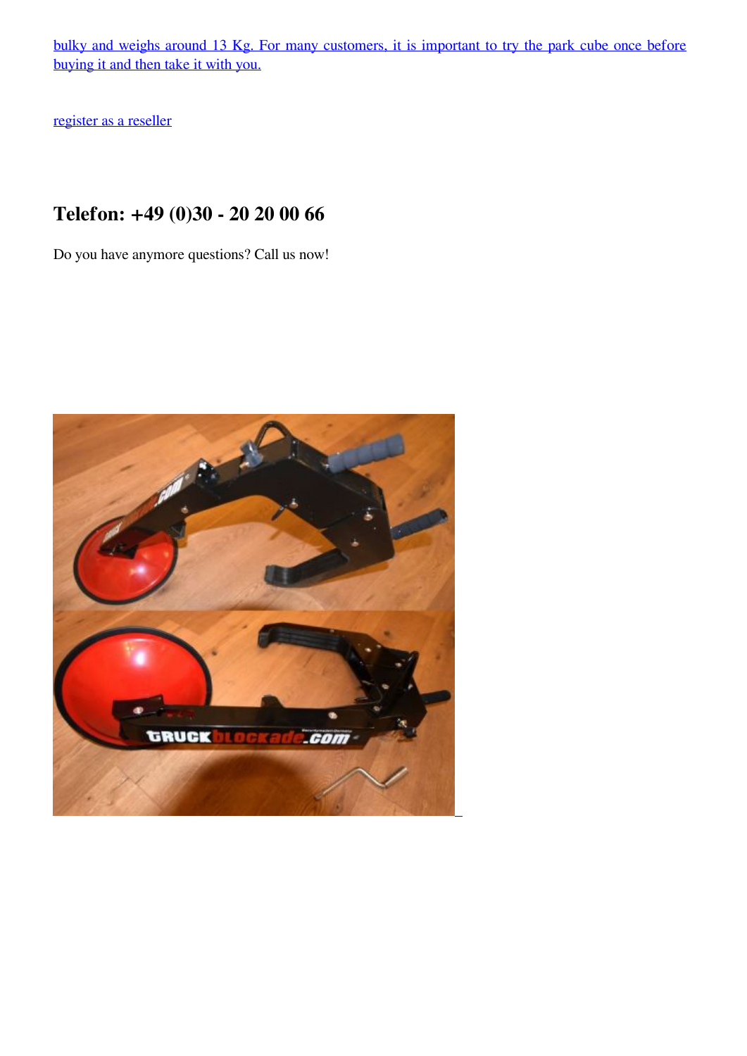bulky and weighs around 13 Kg. For many customers, it is important to try the park cube once before buying it and then take it with you.

register as a reseller

## Telefon: +49 (0)30 - 20 20 00 66

Do you have anymore questions? Call us now!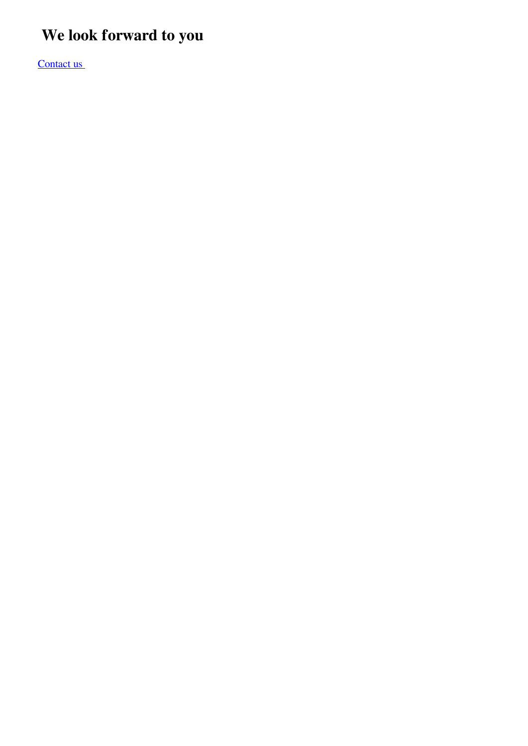## We look forward to you

Contact us